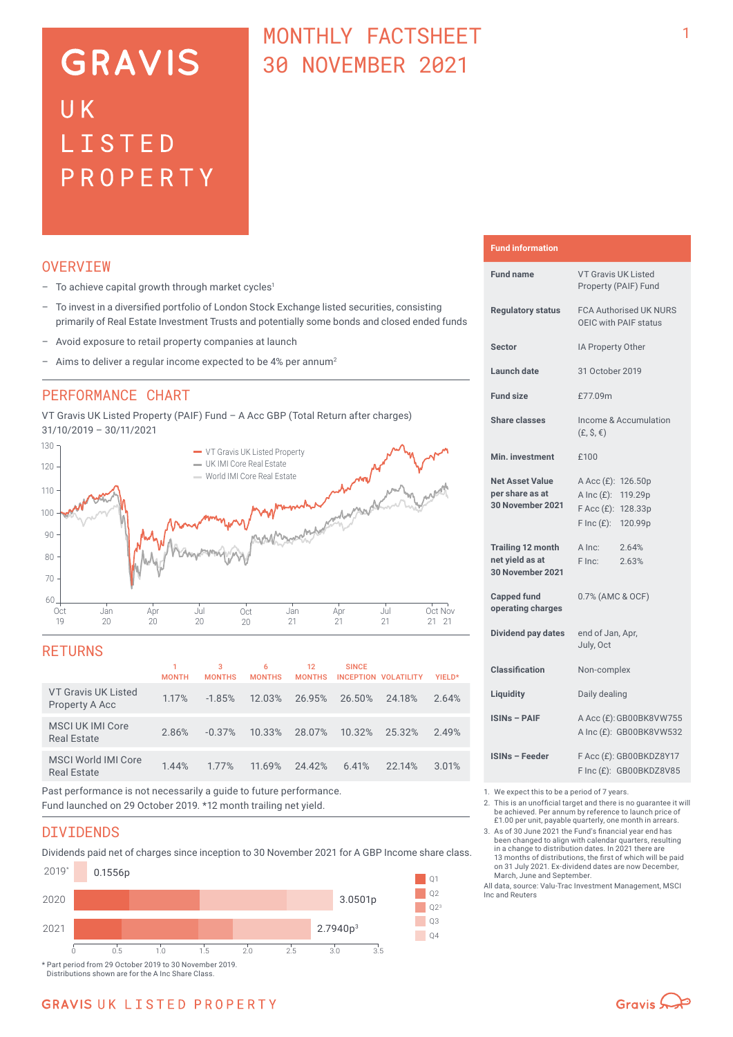# GRAVIS UK LISTED PROPERTY

# MONTHLY FACTSHEET 30 NOVEMBER 2021

## OVERVIEW

- To achieve capital growth through market cycles[1]
- To invest in a diversified portfolio of London Stock Exchange listed securities, consisting primarily of Real Estate Investment Trusts and potentially some bonds and closed ended funds
- Avoid exposure to retail property companies at launch
- Aims to deliver a regular income expected to be 4% per annum[2]

## PERFORMANCE CHART

VT Gravis UK Listed Property (PAIF) Fund – A Acc GBP (Total Return after charges)
31/10/2019 – 30/11/2021

## RETURNS

| | 1 MONTH | 3 MONTHS | 6 MONTHS | 12 MONTHS | SINCE INCEPTION | VOLATILITY | YIELD* |
|---|---|---|---|---|---|---|---|
| VT Gravis UK Listed Property A Acc | 1.17% | -1.85% | 12.03% | 26.95% | 26.50% | 24.18% | 2.64% |
| MSCI UK IMI Core Real Estate | 2.86% | -0.37% | 10.33% | 28.07% | 10.32% | 25.32% | 2.49% |
| MSCI World IMI Core Real Estate | 1.44% | 1.77% | 11.69% | 24.42% | 6.41% | 22.14% | 3.01% |

Past performance is not necessarily a guide to future performance.
Fund launched on 29 October 2019. *12 month trailing net yield.

## DIVIDENDS

Dividends paid net of charges since inception to 30 November 2021 for A GBP Income share class.

| Year | Total |
|---|---|
| 2019* | 0.1556p |
| 2020 | 3.0501p |
| 2021 | 2.7940p[3] |

Legend: Q1, Q2, Q2[3], Q3, Q4

\* Part period from 29 October 2019 to 30 November 2019.
Distributions shown are for the A Inc Share Class.

## Fund information

| | |
|---|---|
| Fund name | VT Gravis UK Listed Property (PAIF) Fund |
| Regulatory status | FCA Authorised UK NURS OEIC with PAIF status |
| Sector | IA Property Other |
| Launch date | 31 October 2019 |
| Fund size | £77.09m |
| Share classes | Income & Accumulation (£, $, €) |
| Min. investment | £100 |
| Net Asset Value per share as at 30 November 2021 | A Acc (£): 126.50p<br>A Inc (£): 119.29p<br>F Acc (£): 128.33p<br>F Inc (£): 120.99p |
| Trailing 12 month net yield as at 30 November 2021 | A Inc: 2.64%<br>F Inc: 2.63% |
| Capped fund operating charges | 0.7% (AMC & OCF) |
| Dividend pay dates | end of Jan, Apr, July, Oct |
| Classification | Non-complex |
| Liquidity | Daily dealing |
| ISINs – PAIF | A Acc (£): GB00BK8VW755<br>A Inc (£): GB00BK8VW532 |
| ISINs – Feeder | F Acc (£): GB00BKDZ8Y17<br>F Inc (£): GB00BKDZ8V85 |

1. We expect this to be a period of 7 years.
2. This is an unofficial target and there is no guarantee it will be achieved. Per annum by reference to launch price of £1.00 per unit, payable quarterly, one month in arrears.
3. As of 30 June 2021 the Fund's financial year end has been changed to align with calendar quarters, resulting in a change to distribution dates. In 2021 there are 13 months of distributions, the first of which will be paid on 31 July 2021. Ex-dividend dates are now December, March, June and September.

All data, source: Valu-Trac Investment Management, MSCI Inc and Reuters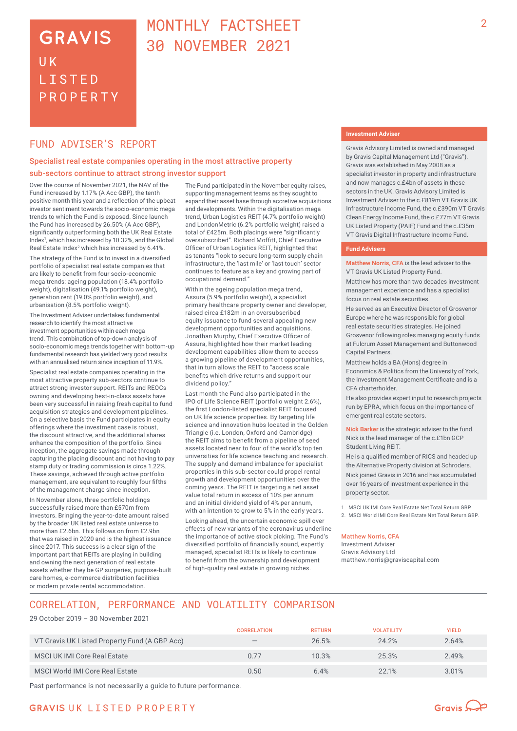# GRAVIS UK LISTED PROPERTY

# MONTHLY FACTSHEET 30 NOVEMBER 2021

## FUND ADVISER'S REPORT

### Specialist real estate companies operating in the most attractive property sub-sectors continue to attract strong investor support

Over the course of November 2021, the NAV of the Fund increased by 1.17% (A Acc GBP), the tenth positive month this year and a reflection of the upbeat investor sentiment towards the socio-economic mega trends to which the Fund is exposed. Since launch the Fund has increased by 26.50% (A Acc GBP), significantly outperforming both the UK Real Estate Index[1], which has increased by 10.32%, and the Global Real Estate Index[2] which has increased by 6.41%.

The strategy of the Fund is to invest in a diversified portfolio of specialist real estate companies that are likely to benefit from four socio-economic mega trends: ageing population (18.4% portfolio weight), digitalisation (49.1% portfolio weight), generation rent (19.0% portfolio weight), and urbanisation (8.5% portfolio weight).

The Investment Adviser undertakes fundamental research to identify the most attractive investment opportunities within each mega trend. This combination of top-down analysis of socio-economic mega trends together with bottom-up fundamental research has yielded very good results with an annualised return since inception of 11.9%.

Specialist real estate companies operating in the most attractive property sub-sectors continue to attract strong investor support. REITs and REOCs owning and developing best-in-class assets have been very successful in raising fresh capital to fund acquisition strategies and development pipelines. On a selective basis the Fund participates in equity offerings where the investment case is robust, the discount attractive, and the additional shares enhance the composition of the portfolio. Since inception, the aggregate savings made through capturing the placing discount and not having to pay stamp duty or trading commission is circa 1.22%. These savings, achieved through active portfolio management, are equivalent to roughly four fifths of the management charge since inception.

In November alone, three portfolio holdings successfully raised more than £570m from investors. Bringing the year-to-date amount raised by the broader UK listed real estate universe to more than £2.6bn. This follows on from £2.9bn that was raised in 2020 and is the highest issuance since 2017. This success is a clear sign of the important part that REITs are playing in building and owning the next generation of real estate assets whether they be GP surgeries, purpose-built care homes, e-commerce distribution facilities or modern private rental accommodation.

The Fund participated in the November equity raises, supporting management teams as they sought to expand their asset base through accretive acquisitions and developments. Within the digitalisation mega trend, Urban Logistics REIT (4.7% portfolio weight) and LondonMetric (6.2% portfolio weight) raised a total of £425m. Both placings were "significantly oversubscribed". Richard Moffitt, Chief Executive Officer of Urban Logistics REIT, highlighted that as tenants "look to secure long-term supply chain infrastructure, the 'last mile' or 'last touch' sector continues to feature as a key and growing part of occupational demand."

Within the ageing population mega trend, Assura (5.9% portfolio weight), a specialist primary healthcare property owner and developer, raised circa £182m in an oversubscribed equity issuance to fund several appealing new development opportunities and acquisitions. Jonathan Murphy, Chief Executive Officer of Assura, highlighted how their market leading development capabilities allow them to access a growing pipeline of development opportunities, that in turn allows the REIT to "access scale benefits which drive returns and support our dividend policy."

Last month the Fund also participated in the IPO of Life Science REIT (portfolio weight 2.6%), the first London-listed specialist REIT focused on UK life science properties. By targeting life science and innovation hubs located in the Golden Triangle (i.e. London, Oxford and Cambridge) the REIT aims to benefit from a pipeline of seed assets located near to four of the world's top ten universities for life science teaching and research. The supply and demand imbalance for specialist properties in this sub-sector could propel rental growth and development opportunities over the coming years. The REIT is targeting a net asset value total return in excess of 10% per annum and an initial dividend yield of 4% per annum, with an intention to grow to 5% in the early years.

Looking ahead, the uncertain economic spill over effects of new variants of the coronavirus underline the importance of active stock picking. The Fund's diversified portfolio of financially sound, expertly managed, specialist REITs is likely to continue to benefit from the ownership and development of high-quality real estate in growing niches.

#### Investment Adviser

Gravis Advisory Limited is owned and managed by Gravis Capital Management Ltd ("Gravis"). Gravis was established in May 2008 as a specialist investor in property and infrastructure and now manages c.£4bn of assets in these sectors in the UK. Gravis Advisory Limited is Investment Adviser to the c.£819m VT Gravis UK Infrastructure Income Fund, the c.£390m VT Gravis Clean Energy Income Fund, the c.£77m VT Gravis UK Listed Property (PAIF) Fund and the c.£35m VT Gravis Digital Infrastructure Income Fund.

#### Fund Advisers

**Matthew Norris, CFA** is the lead adviser to the VT Gravis UK Listed Property Fund.

Matthew has more than two decades investment management experience and has a specialist focus on real estate securities.

He served as an Executive Director of Grosvenor Europe where he was responsible for global real estate securities strategies. He joined Grosvenor following roles managing equity funds at Fulcrum Asset Management and Buttonwood Capital Partners.

Matthew holds a BA (Hons) degree in Economics & Politics from the University of York, the Investment Management Certificate and is a CFA charterholder.

He also provides expert input to research projects run by EPRA, which focus on the importance of emergent real estate sectors.

**Nick Barker** is the strategic adviser to the fund. Nick is the lead manager of the c.£1bn GCP Student Living REIT.

He is a qualified member of RICS and headed up the Alternative Property division at Schroders.

Nick joined Gravis in 2016 and has accumulated over 16 years of investment experience in the property sector.

1. MSCI UK IMI Core Real Estate Net Total Return GBP.
2. MSCI World IMI Core Real Estate Net Total Return GBP.

**Matthew Norris, CFA**
Investment Adviser
Gravis Advisory Ltd
matthew.norris@graviscapital.com

## CORRELATION, PERFORMANCE AND VOLATILITY COMPARISON

29 October 2019 – 30 November 2021

| | CORRELATION | RETURN | VOLATILITY | YIELD |
|---|---|---|---|---|
| VT Gravis UK Listed Property Fund (A GBP Acc) | – | 26.5% | 24.2% | 2.64% |
| MSCI UK IMI Core Real Estate | 0.77 | 10.3% | 25.3% | 2.49% |
| MSCI World IMI Core Real Estate | 0.50 | 6.4% | 22.1% | 3.01% |

Past performance is not necessarily a guide to future performance.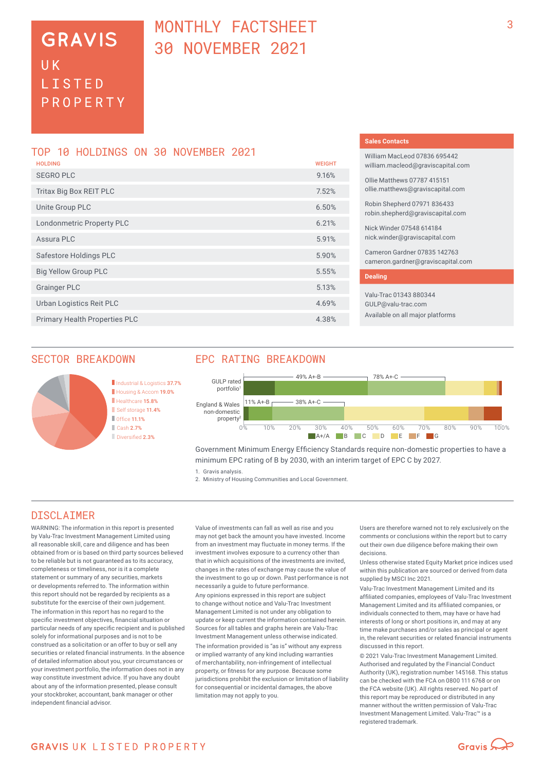# GRAVIS UK LISTED PROPERTY

## MONTHLY FACTSHEET 30 NOVEMBER 2021

## TOP 10 HOLDINGS ON 30 NOVEMBER 2021

| HOLDING | WEIGHT |
|---|---|
| SEGRO PLC | 9.16% |
| Tritax Big Box REIT PLC | 7.52% |
| Unite Group PLC | 6.50% |
| Londonmetric Property PLC | 6.21% |
| Assura PLC | 5.91% |
| Safestore Holdings PLC | 5.90% |
| Big Yellow Group PLC | 5.55% |
| Grainger PLC | 5.13% |
| Urban Logistics Reit PLC | 4.69% |
| Primary Health Properties PLC | 4.38% |

### Sales Contacts

William MacLeod 07836 695442
william.macleod@graviscapital.com

Ollie Matthews 07787 415151
ollie.matthews@graviscapital.com

Robin Shepherd 07971 836433
robin.shepherd@graviscapital.com

Nick Winder 07548 614184
nick.winder@graviscapital.com

Cameron Gardner 07835 142763
cameron.gardner@graviscapital.com

### Dealing

Valu-Trac 01343 880344
GULP@valu-trac.com
Available on all major platforms

## SECTOR BREAKDOWN

Industrial & Logistics 37.7%
Housing & Accom 19.0%
Healthcare 15.8%
Self storage 11.4%
Office 11.1%
Cash 2.7%
Diversified 2.3%

## EPC RATING BREAKDOWN

GULP rated portfolio[1]
49% A+-B
78% A+-C

England & Wales non-domestic property[2]
11% A+-B
38% A+-C

0% 10% 20% 30% 40% 50% 60% 70% 80% 90% 100%

A+/A B C D E F G

Government Minimum Energy Efficiency Standards require non-domestic properties to have a minimum EPC rating of B by 2030, with an interim target of EPC C by 2027.

1. Gravis analysis.
2. Ministry of Housing Communities and Local Government.

## DISCLAIMER

WARNING: The information in this report is presented by Valu-Trac Investment Management Limited using all reasonable skill, care and diligence and has been obtained from or is based on third party sources believed to be reliable but is not guaranteed as to its accuracy, completeness or timeliness, nor is it a complete statement or summary of any securities, markets or developments referred to. The information within this report should not be regarded by recipients as a substitute for the exercise of their own judgement.

The information in this report has no regard to the specific investment objectives, financial situation or particular needs of any specific recipient and is published solely for informational purposes and is not to be construed as a solicitation or an offer to buy or sell any securities or related financial instruments. In the absence of detailed information about you, your circumstances or your investment portfolio, the information does not in any way constitute investment advice. If you have any doubt about any of the information presented, please consult your stockbroker, accountant, bank manager or other independent financial advisor.

Value of investments can fall as well as rise and you may not get back the amount you have invested. Income from an investment may fluctuate in money terms. If the investment involves exposure to a currency other than that in which acquisitions of the investments are invited, changes in the rates of exchange may cause the value of the investment to go up or down. Past performance is not necessarily a guide to future performance.

Any opinions expressed in this report are subject to change without notice and Valu-Trac Investment Management Limited is not under any obligation to update or keep current the information contained herein. Sources for all tables and graphs herein are Valu-Trac Investment Management unless otherwise indicated.

The information provided is "as is" without any express or implied warranty of any kind including warranties of merchantability, non-infringement of intellectual property, or fitness for any purpose. Because some jurisdictions prohibit the exclusion or limitation of liability for consequential or incidental damages, the above limitation may not apply to you.

Users are therefore warned not to rely exclusively on the comments or conclusions within the report but to carry out their own due diligence before making their own decisions.

Unless otherwise stated Equity Market price indices used within this publication are sourced or derived from data supplied by MSCI Inc 2021.

Valu-Trac Investment Management Limited and its affiliated companies, employees of Valu-Trac Investment Management Limited and its affiliated companies, or individuals connected to them, may have or have had interests of long or short positions in, and may at any time make purchases and/or sales as principal or agent in, the relevant securities or related financial instruments discussed in this report.

© 2021 Valu-Trac Investment Management Limited. Authorised and regulated by the Financial Conduct Authority (UK), registration number 145168. This status can be checked with the FCA on 0800 111 6768 or on the FCA website (UK). All rights reserved. No part of this report may be reproduced or distributed in any manner without the written permission of Valu-Trac Investment Management Limited. Valu-Trac™ is a registered trademark.